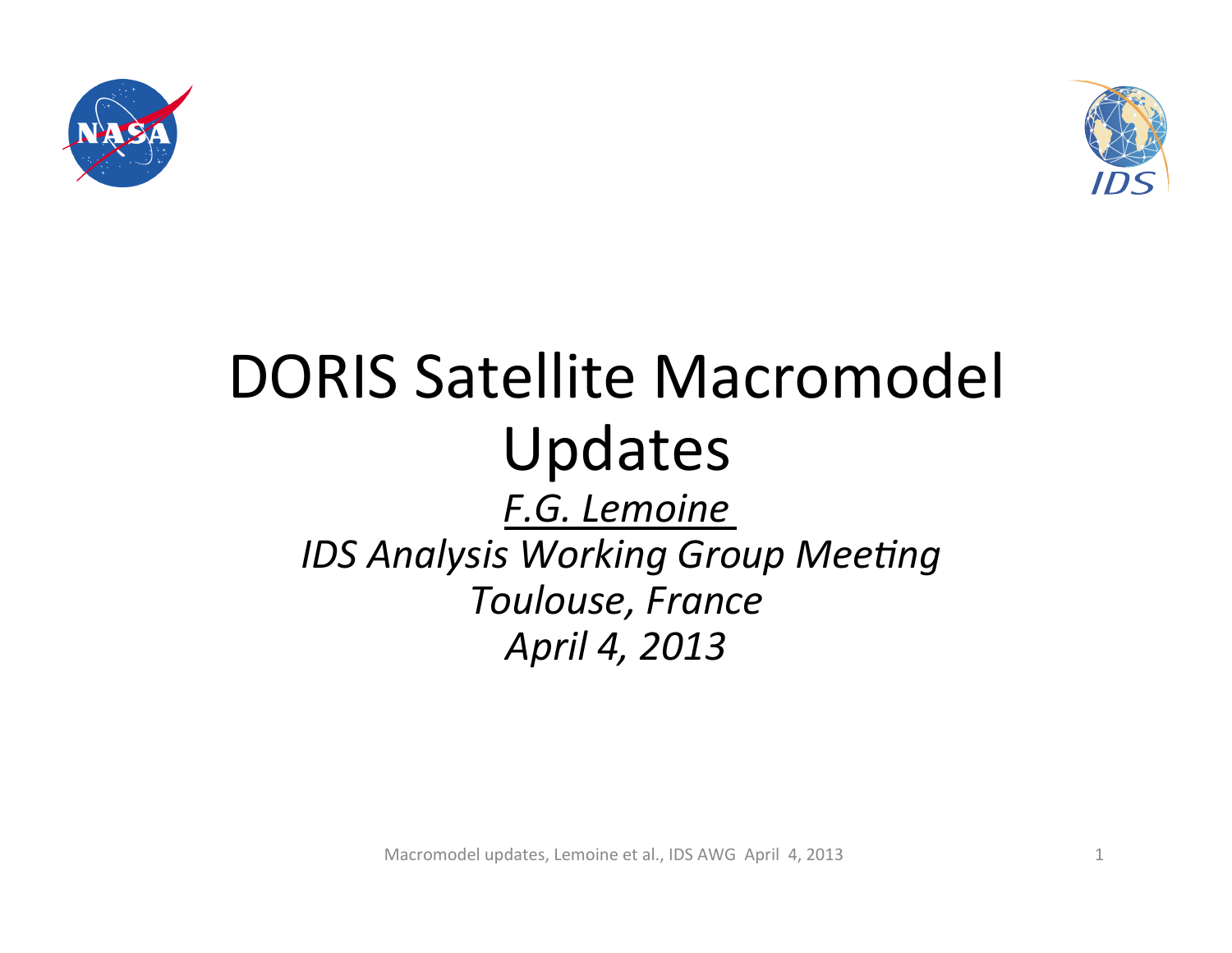# DORIS Satellite Macromodel Updates

*<u>F.G. Lemoine</u>*

*IDS Analysis Working Group Meeting*

*Toulouse, France*

*April 4, 2013*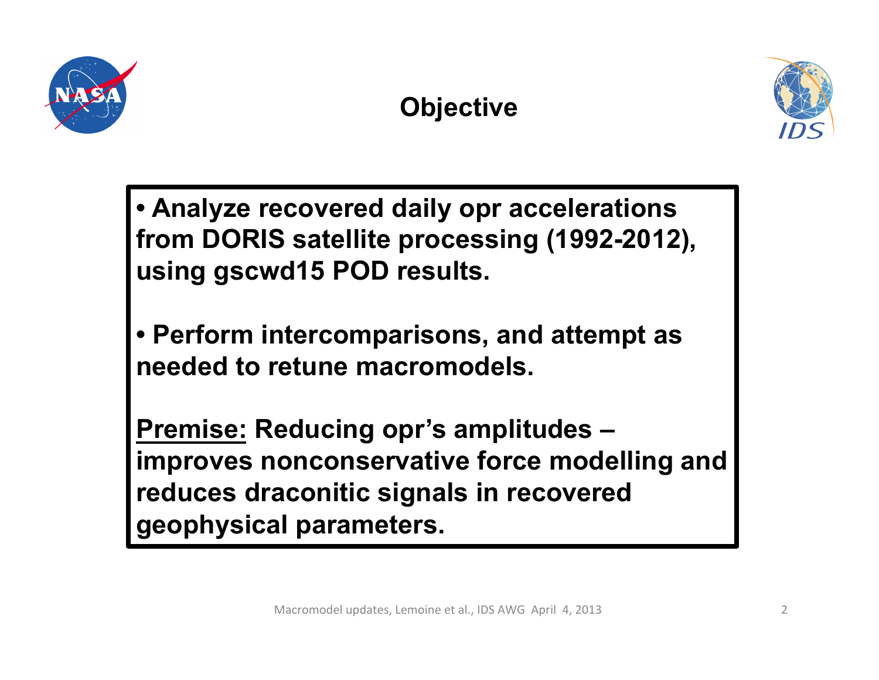# Objective

- **Analyze recovered daily opr accelerations from DORIS satellite processing (1992-2012), using gscwd15 POD results.**

- **Perform intercomparisons, and attempt as needed to retune macromodels.**

**<u>Premise:</u> Reducing opr's amplitudes – improves nonconservative force modelling and reduces draconitic signals in recovered geophysical parameters.**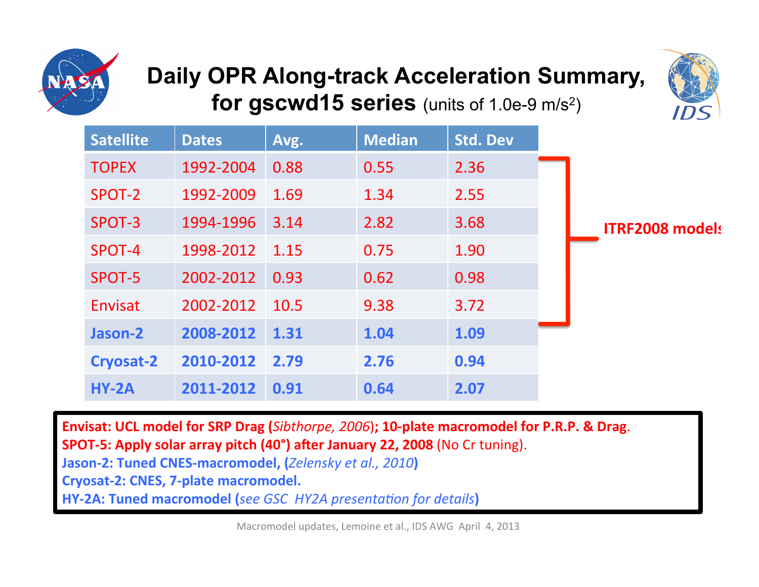# Daily OPR Along-track Acceleration Summary, for gscwd15 series (units of 1.0e-9 m/s$^2$)

| Satellite | Dates | Avg. | Median | Std. Dev |
|---|---|---|---|---|
| TOPEX | 1992-2004 | 0.88 | 0.55 | 2.36 |
| SPOT-2 | 1992-2009 | 1.69 | 1.34 | 2.55 |
| SPOT-3 | 1994-1996 | 3.14 | 2.82 | 3.68 |
| SPOT-4 | 1998-2012 | 1.15 | 0.75 | 1.90 |
| SPOT-5 | 2002-2012 | 0.93 | 0.62 | 0.98 |
| Envisat | 2002-2012 | 10.5 | 9.38 | 3.72 |
| **Jason-2** | **2008-2012** | **1.31** | **1.04** | **1.09** |
| **Cryosat-2** | **2010-2012** | **2.79** | **2.76** | **0.94** |
| **HY-2A** | **2011-2012** | **0.91** | **0.64** | **2.07** |

**ITRF2008 models** (TOPEX through Envisat)

**Envisat: UCL model for SRP Drag (***Sibthorpe, 2006***); 10-plate macromodel for P.R.P. & Drag**.
**SPOT-5: Apply solar array pitch (40°) after January 22, 2008** (No Cr tuning).
**Jason-2: Tuned CNES-macromodel, (***Zelensky et al., 2010***)**
**Cryosat-2: CNES, 7-plate macromodel.**
**HY-2A: Tuned macromodel (***see GSC HY2A presentation for details***)**

Macromodel updates, Lemoine et al., IDS AWG April 4, 2013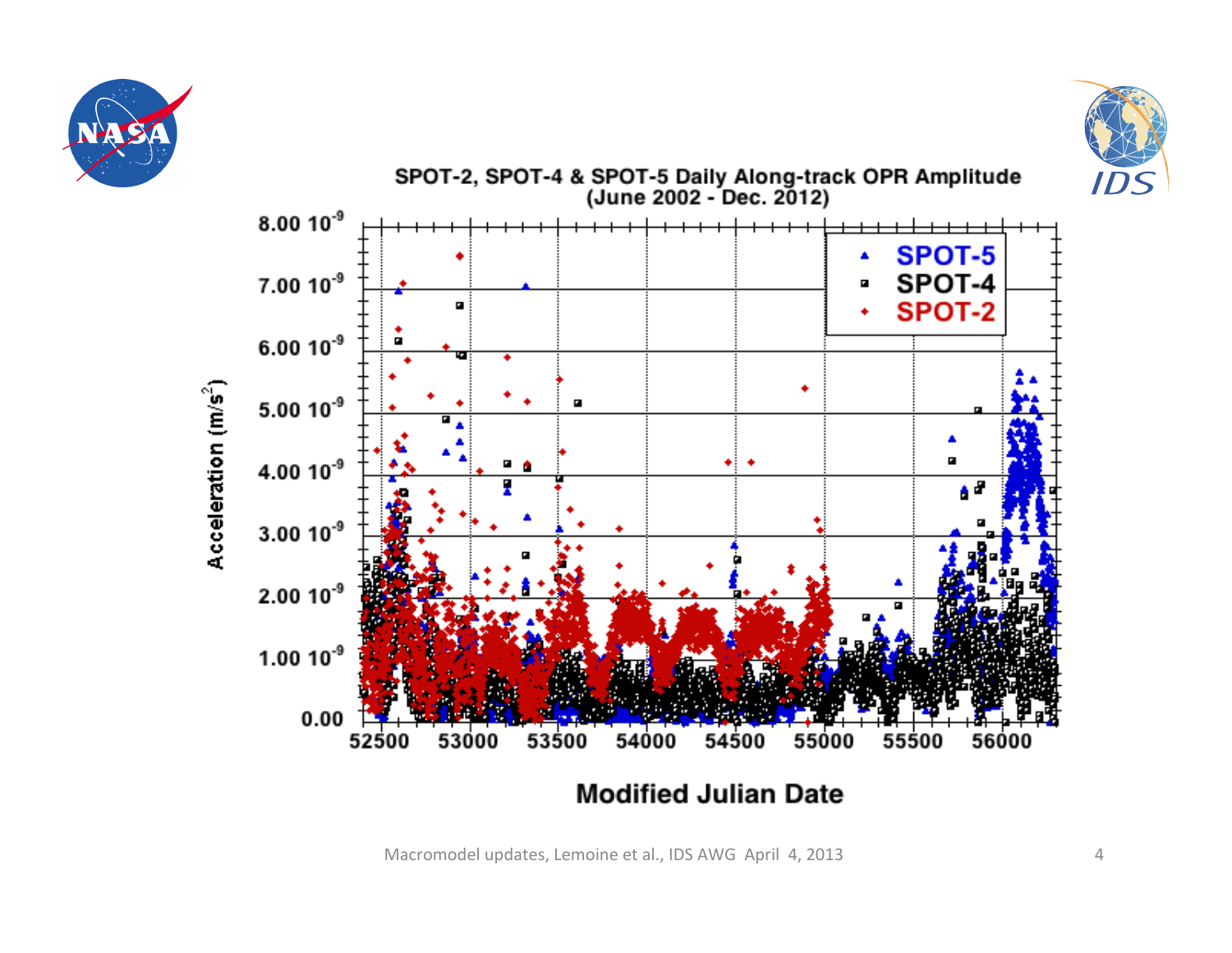SPOT-2, SPOT-4 & SPOT-5 Daily Along-track OPR Amplitude (June 2002 - Dec. 2012)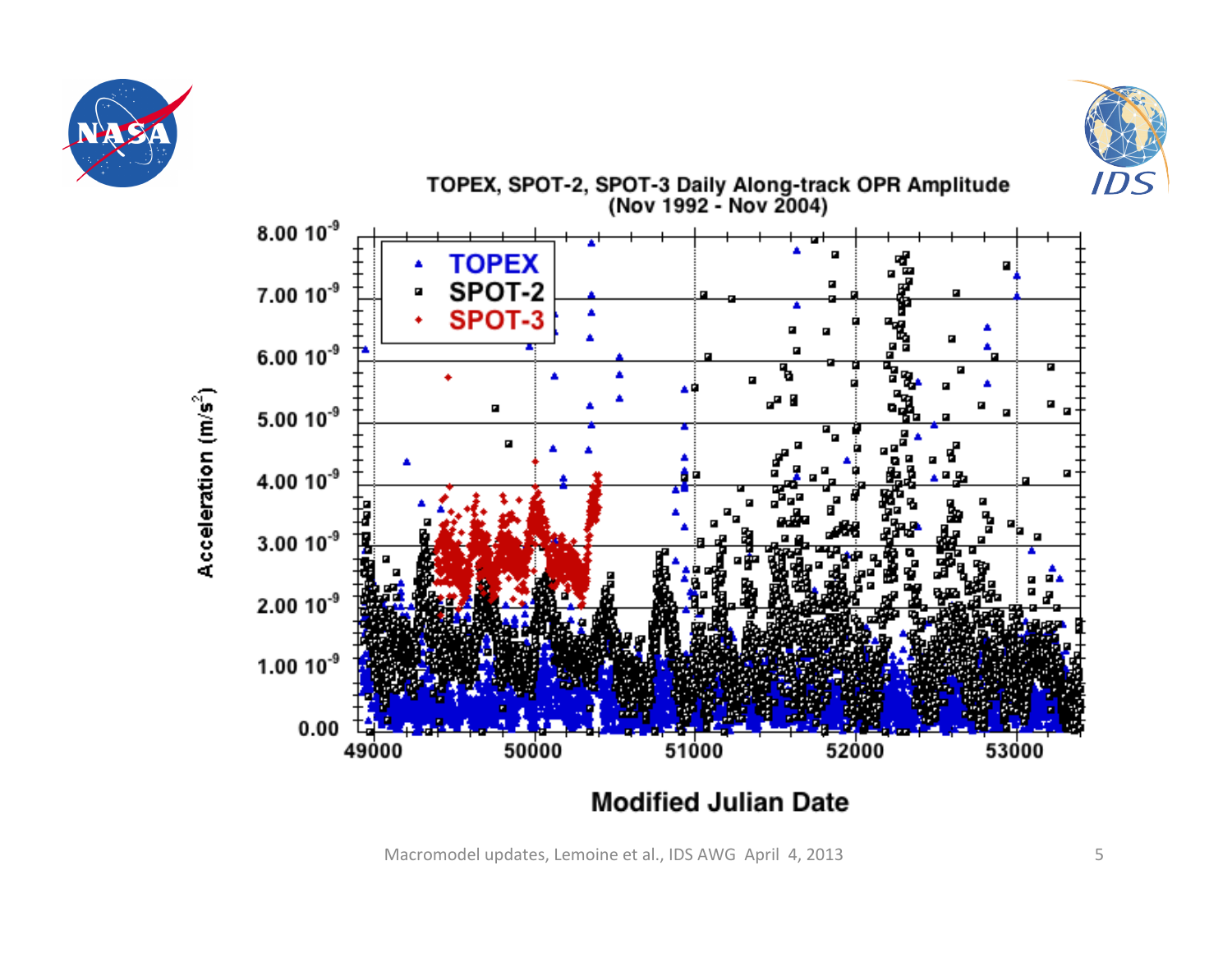TOPEX, SPOT-2, SPOT-3 Daily Along-track OPR Amplitude (Nov 1992 - Nov 2004)

Acceleration ($m/s^2$)

Modified Julian Date

Macromodel updates, Lemoine et al., IDS AWG April 4, 2013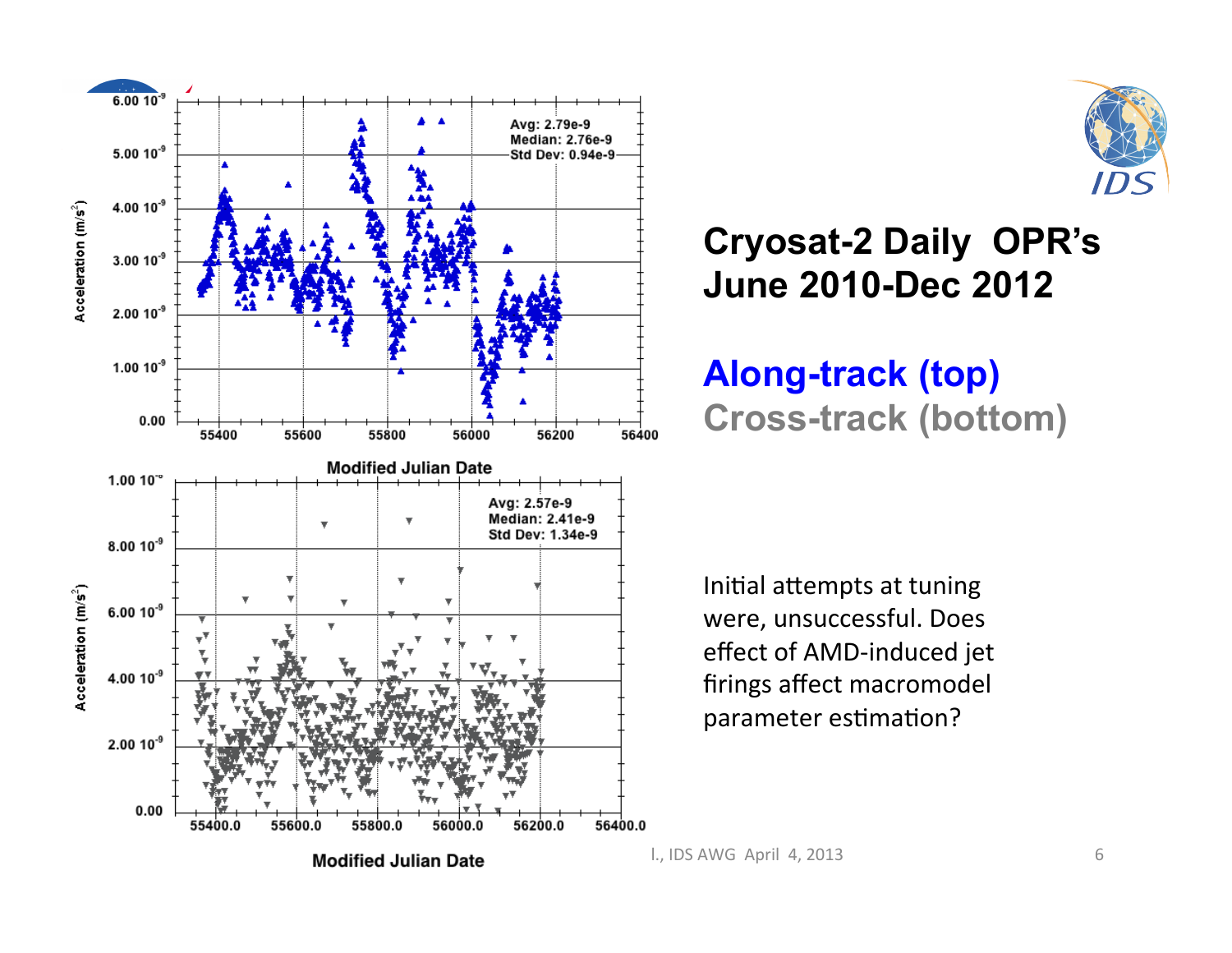# Cryosat-2 Daily OPR's June 2010-Dec 2012

## Along-track (top)
## Cross-track (bottom)

Avg: 2.79e-9
Median: 2.76e-9
Std Dev: 0.94e-9

Avg: 2.57e-9
Median: 2.41e-9
Std Dev: 1.34e-9

Initial attempts at tuning were, unsuccessful. Does effect of AMD-induced jet firings affect macromodel parameter estimation?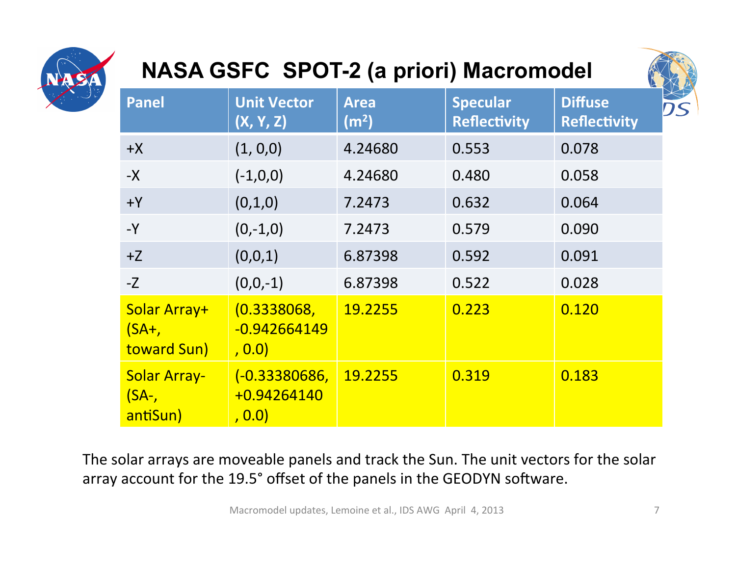# NASA GSFC SPOT-2 (a priori) Macromodel

| Panel | Unit Vector (X, Y, Z) | Area ($m^2$) | Specular Reflectivity | Diffuse Reflectivity |
|---|---|---|---|---|
| +X | (1, 0,0) | 4.24680 | 0.553 | 0.078 |
| -X | (-1,0,0) | 4.24680 | 0.480 | 0.058 |
| +Y | (0,1,0) | 7.2473 | 0.632 | 0.064 |
| -Y | (0,-1,0) | 7.2473 | 0.579 | 0.090 |
| +Z | (0,0,1) | 6.87398 | 0.592 | 0.091 |
| -Z | (0,0,-1) | 6.87398 | 0.522 | 0.028 |
| Solar Array+ (SA+, toward Sun) | (0.3338068, -0.942664149 , 0.0) | 19.2255 | 0.223 | 0.120 |
| Solar Array- (SA-, antiSun) | (-0.33380686, +0.94264140 , 0.0) | 19.2255 | 0.319 | 0.183 |

The solar arrays are moveable panels and track the Sun. The unit vectors for the solar array account for the 19.5° offset of the panels in the GEODYN software.

Macromodel updates, Lemoine et al., IDS AWG April 4, 2013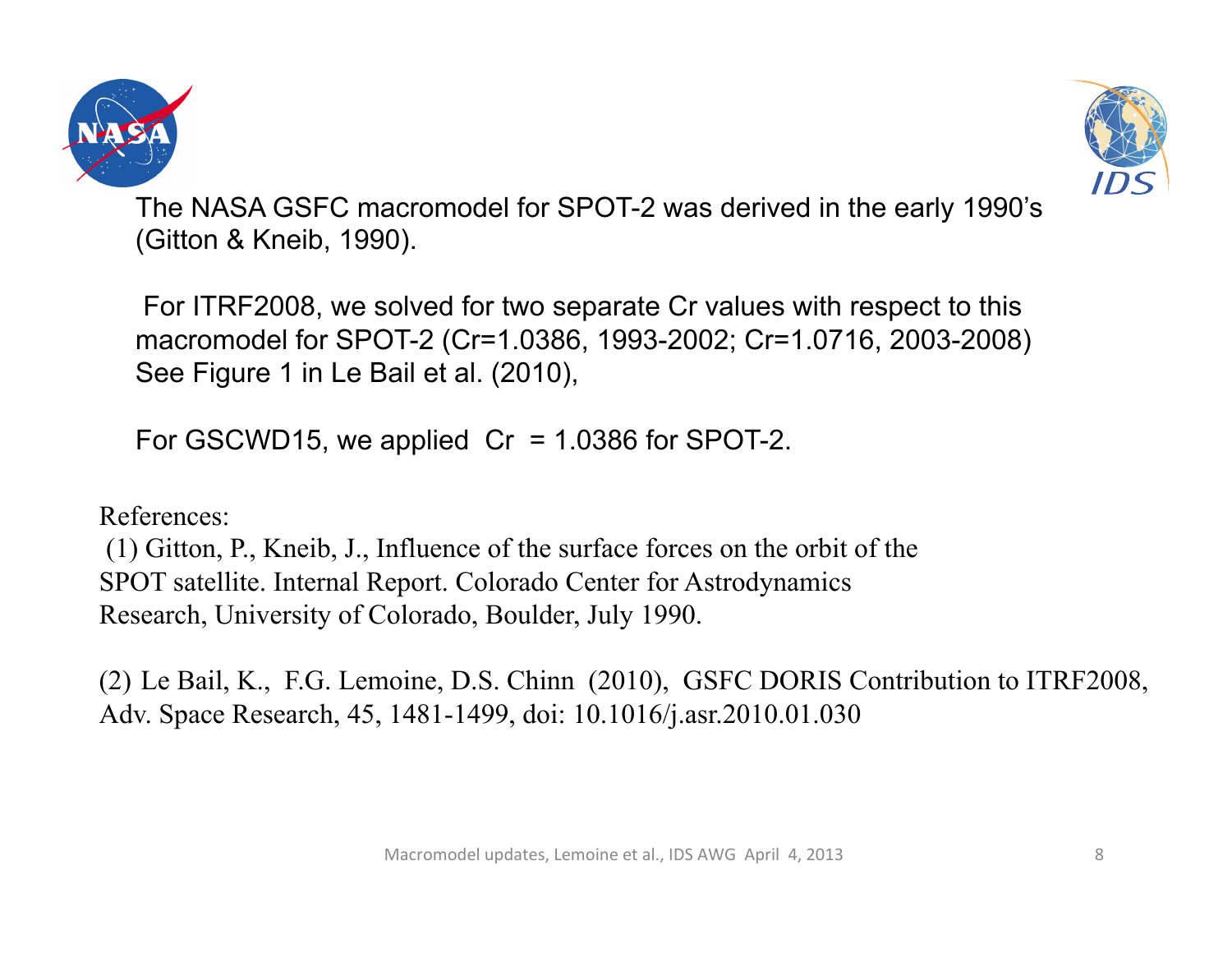The NASA GSFC macromodel for SPOT-2 was derived in the early 1990's (Gitton & Kneib, 1990).

For ITRF2008, we solved for two separate Cr values with respect to this macromodel for SPOT-2 (Cr=1.0386, 1993-2002; Cr=1.0716, 2003-2008) See Figure 1 in Le Bail et al. (2010),

For GSCWD15, we applied Cr = 1.0386 for SPOT-2.

References:

(1) Gitton, P., Kneib, J., Influence of the surface forces on the orbit of the SPOT satellite. Internal Report. Colorado Center for Astrodynamics Research, University of Colorado, Boulder, July 1990.

(2) Le Bail, K., F.G. Lemoine, D.S. Chinn (2010), GSFC DORIS Contribution to ITRF2008, Adv. Space Research, 45, 1481-1499, doi: 10.1016/j.asr.2010.01.030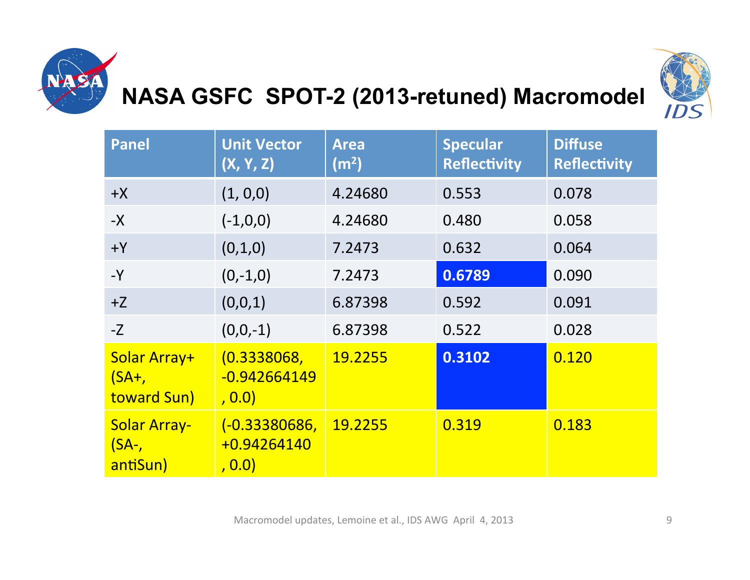# NASA GSFC SPOT-2 (2013-retuned) Macromodel

| Panel | Unit Vector (X, Y, Z) | Area ($m^2$) | Specular Reflectivity | Diffuse Reflectivity |
|---|---|---|---|---|
| +X | (1, 0,0) | 4.24680 | 0.553 | 0.078 |
| -X | (-1,0,0) | 4.24680 | 0.480 | 0.058 |
| +Y | (0,1,0) | 7.2473 | 0.632 | 0.064 |
| -Y | (0,-1,0) | 7.2473 | **0.6789** | 0.090 |
| +Z | (0,0,1) | 6.87398 | 0.592 | 0.091 |
| -Z | (0,0,-1) | 6.87398 | 0.522 | 0.028 |
| Solar Array+ (SA+, toward Sun) | (0.3338068, -0.942664149 , 0.0) | 19.2255 | **0.3102** | 0.120 |
| Solar Array- (SA-, antiSun) | (-0.33380686, +0.94264140 , 0.0) | 19.2255 | 0.319 | 0.183 |

Macromodel updates, Lemoine et al., IDS AWG April 4, 2013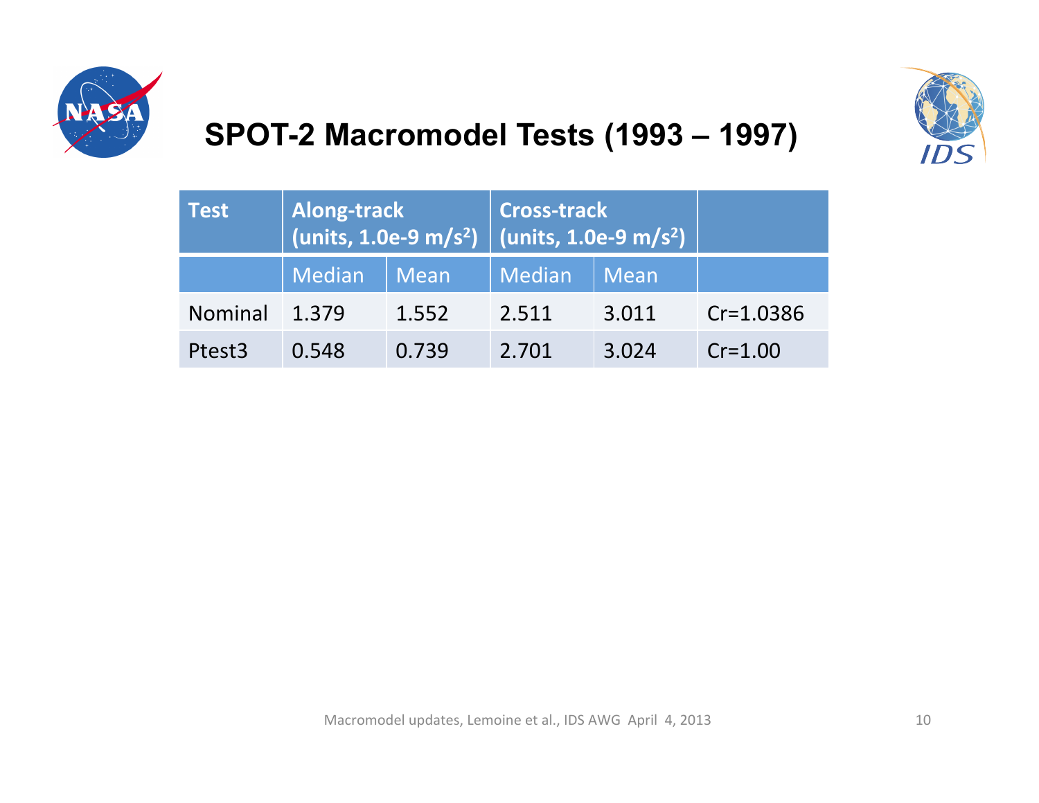# SPOT-2 Macromodel Tests (1993 – 1997)

| Test | Along-track (units, 1.0e-9 $m/s^2$) | | Cross-track (units, 1.0e-9 $m/s^2$) | | |
|---|---|---|---|---|---|
| | Median | Mean | Median | Mean | |
| Nominal | 1.379 | 1.552 | 2.511 | 3.011 | Cr=1.0386 |
| Ptest3 | 0.548 | 0.739 | 2.701 | 3.024 | Cr=1.00 |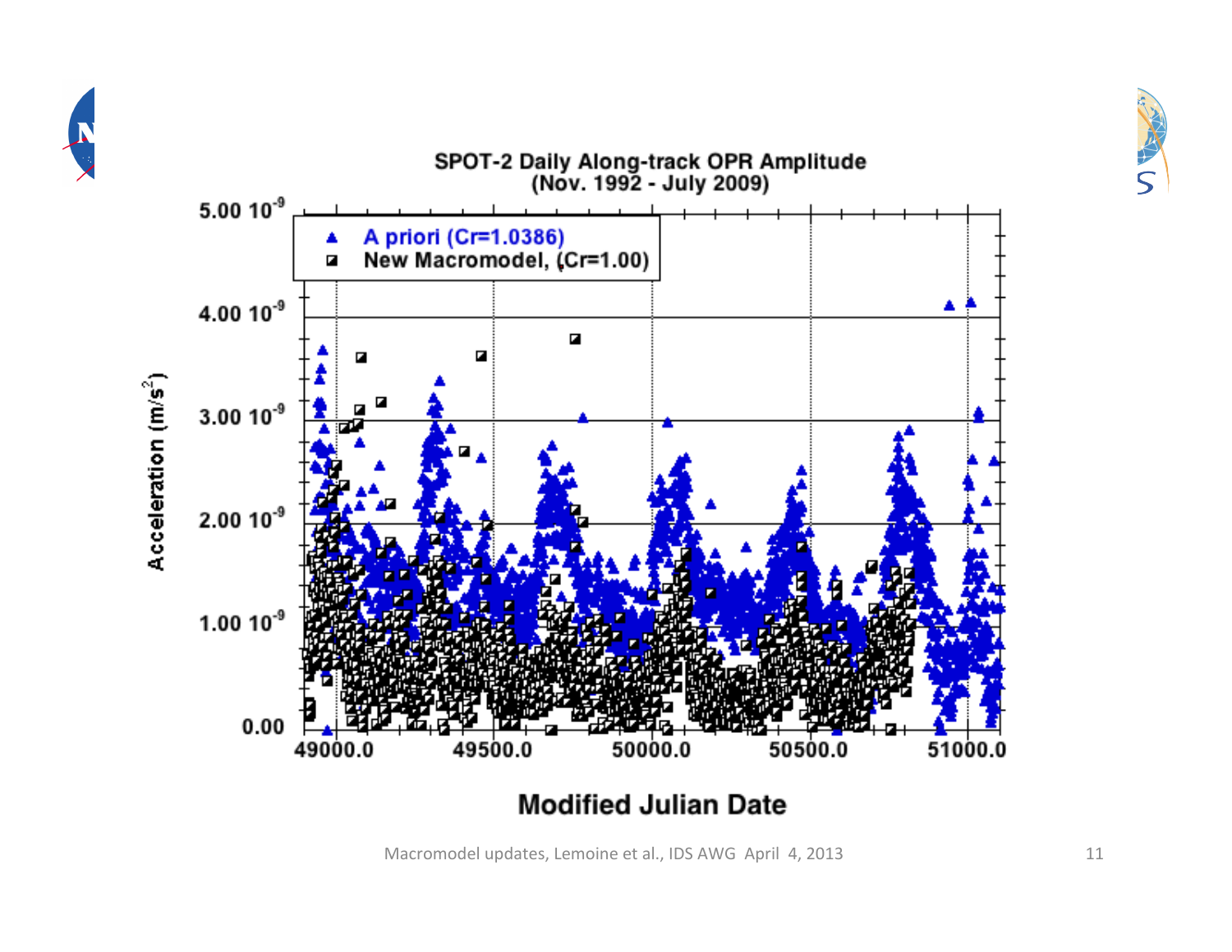SPOT-2 Daily Along-track OPR Amplitude (Nov. 1992 - July 2009)

- A priori (Cr=1.0386)
- New Macromodel, (Cr=1.00)

Acceleration ($m/s^2$)

Modified Julian Date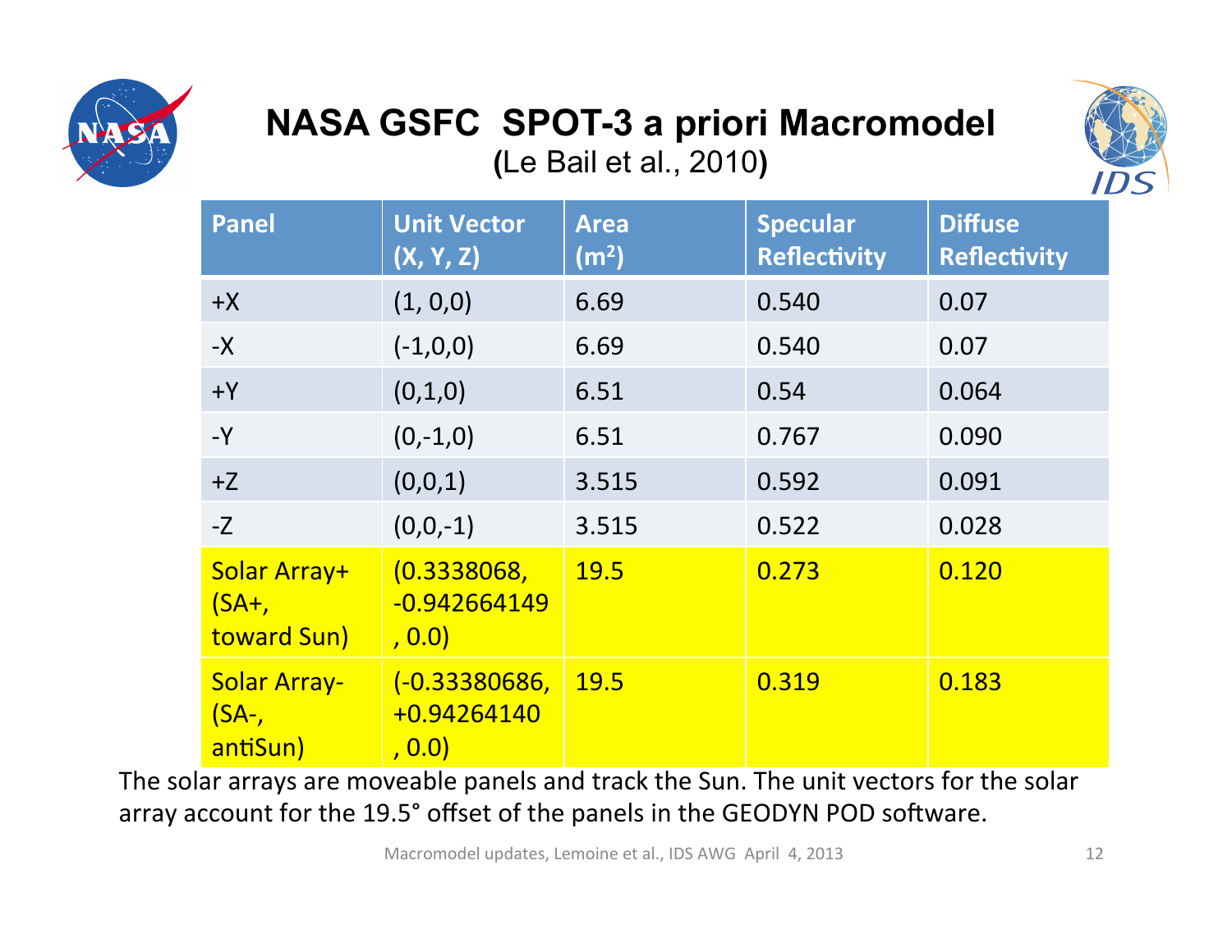# NASA GSFC SPOT-3 a priori Macromodel

**(**Le Bail et al., 2010**)**

| Panel | Unit Vector (X, Y, Z) | Area (m²) | Specular Reflectivity | Diffuse Reflectivity |
|---|---|---|---|---|
| +X | (1, 0,0) | 6.69 | 0.540 | 0.07 |
| -X | (-1,0,0) | 6.69 | 0.540 | 0.07 |
| +Y | (0,1,0) | 6.51 | 0.54 | 0.064 |
| -Y | (0,-1,0) | 6.51 | 0.767 | 0.090 |
| +Z | (0,0,1) | 3.515 | 0.592 | 0.091 |
| -Z | (0,0,-1) | 3.515 | 0.522 | 0.028 |
| Solar Array+ (SA+, toward Sun) | (0.3338068, -0.942664149, 0.0) | 19.5 | 0.273 | 0.120 |
| Solar Array- (SA-, antiSun) | (-0.33380686, +0.94264140, 0.0) | 19.5 | 0.319 | 0.183 |

The solar arrays are moveable panels and track the Sun. The unit vectors for the solar array account for the 19.5° offset of the panels in the GEODYN POD software.

Macromodel updates, Lemoine et al., IDS AWG April 4, 2013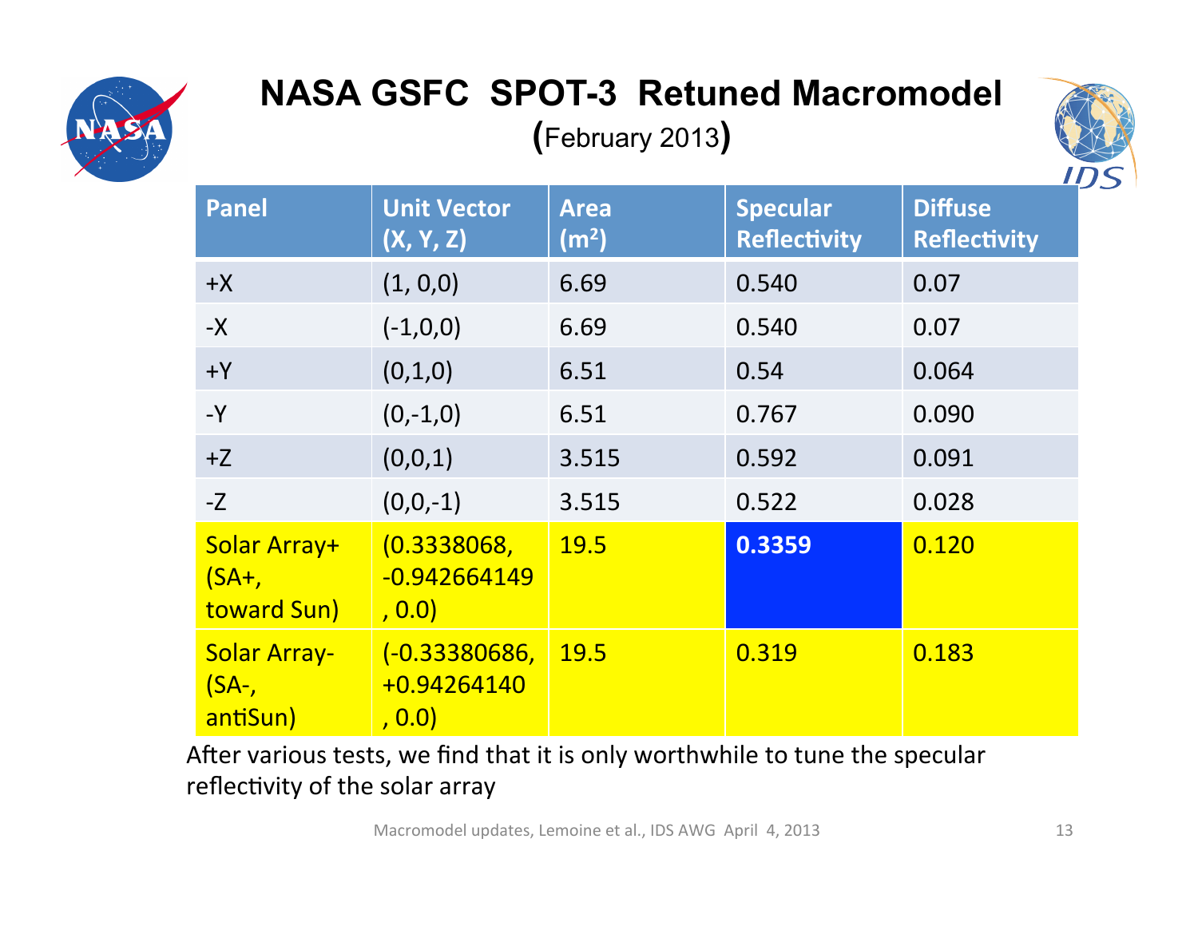# NASA GSFC SPOT-3 Retuned Macromodel

**(February 2013)**

| Panel | Unit Vector (X, Y, Z) | Area ($m^2$) | Specular Reflectivity | Diffuse Reflectivity |
|---|---|---|---|---|
| +X | (1, 0,0) | 6.69 | 0.540 | 0.07 |
| -X | (-1,0,0) | 6.69 | 0.540 | 0.07 |
| +Y | (0,1,0) | 6.51 | 0.54 | 0.064 |
| -Y | (0,-1,0) | 6.51 | 0.767 | 0.090 |
| +Z | (0,0,1) | 3.515 | 0.592 | 0.091 |
| -Z | (0,0,-1) | 3.515 | 0.522 | 0.028 |
| Solar Array+ (SA+, toward Sun) | (0.3338068, -0.942664149, 0.0) | 19.5 | **0.3359** | 0.120 |
| Solar Array- (SA-, antiSun) | (-0.33380686, +0.94264140, 0.0) | 19.5 | 0.319 | 0.183 |

After various tests, we find that it is only worthwhile to tune the specular reflectivity of the solar array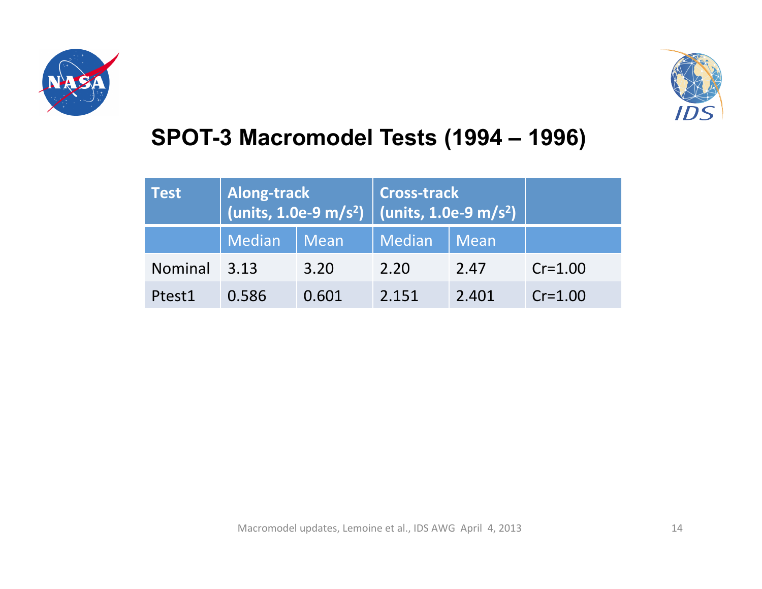## SPOT-3 Macromodel Tests (1994 – 1996)

| Test | Along-track (units, 1.0e-9 $m/s^2$) | | Cross-track (units, 1.0e-9 $m/s^2$) | | |
|---|---|---|---|---|---|
| | Median | Mean | Median | Mean | |
| Nominal | 3.13 | 3.20 | 2.20 | 2.47 | Cr=1.00 |
| Ptest1 | 0.586 | 0.601 | 2.151 | 2.401 | Cr=1.00 |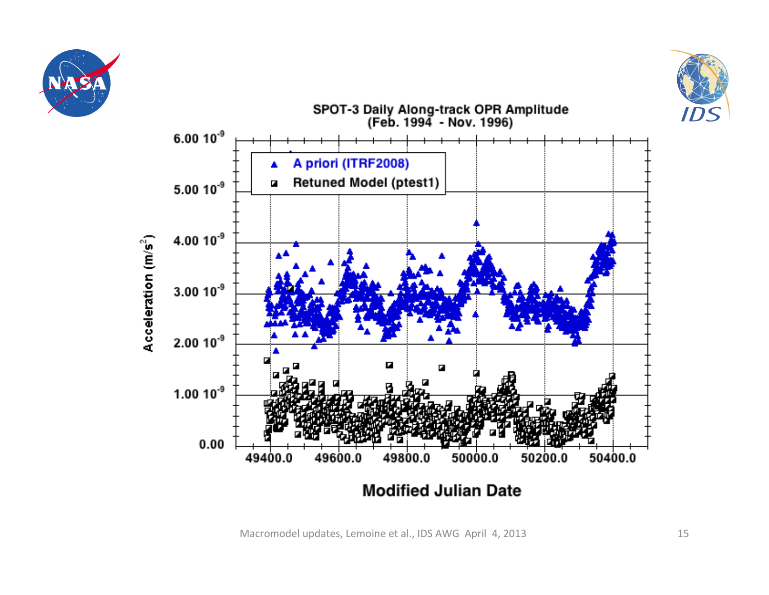## SPOT-3 Daily Along-track OPR Amplitude (Feb. 1994 - Nov. 1996)

Acceleration ($m/s^2$)

Modified Julian Date

- A priori (ITRF2008)
- Retuned Model (ptest1)

Macromodel updates, Lemoine et al., IDS AWG April 4, 2013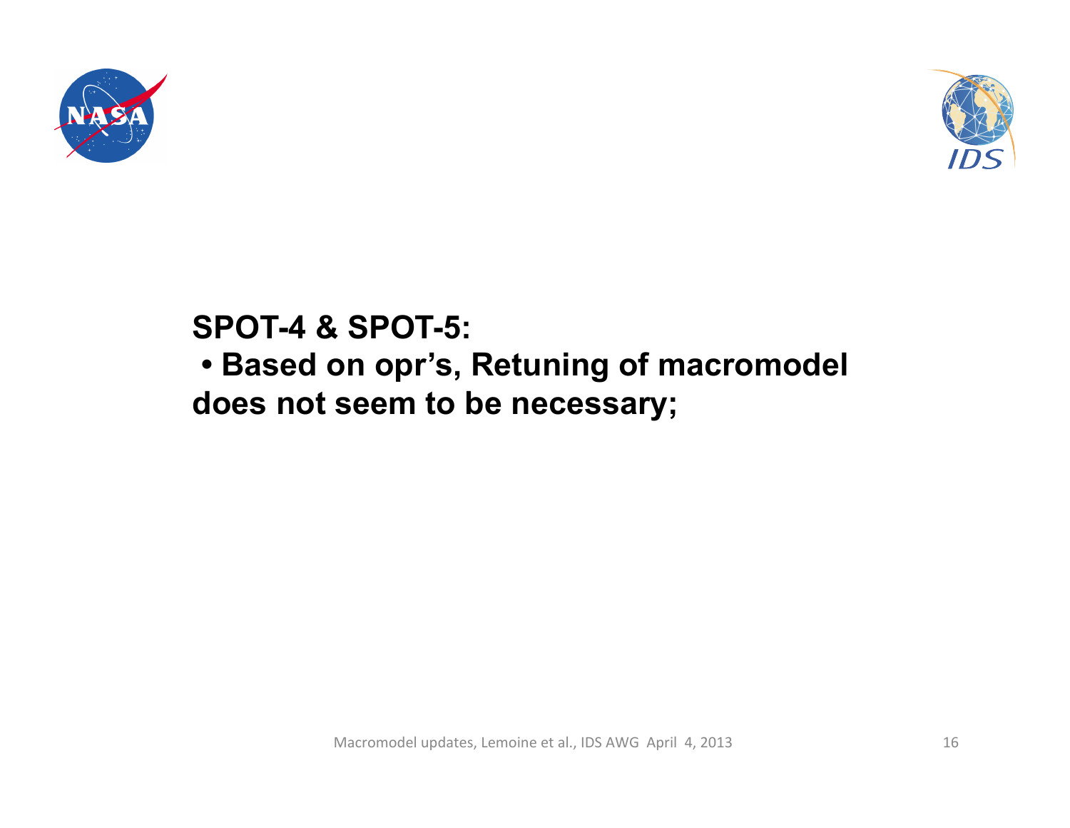**SPOT-4 & SPOT-5:**

- **Based on opr's, Retuning of macromodel does not seem to be necessary;**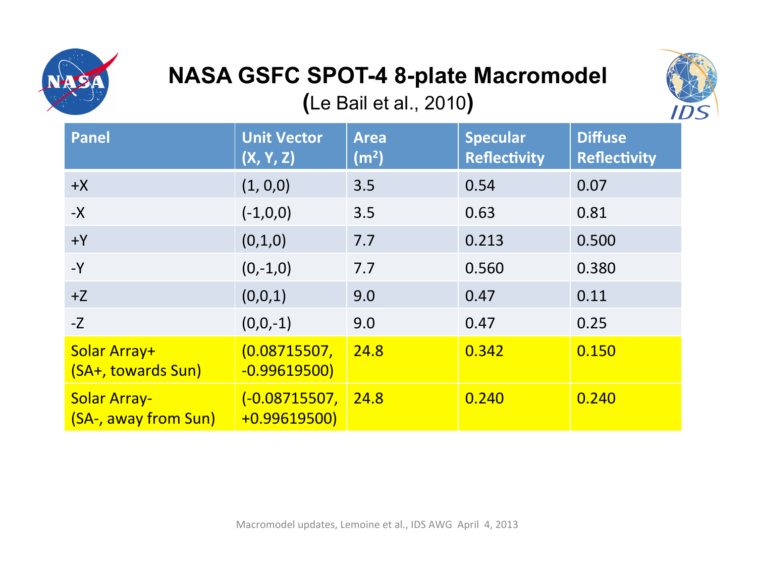# NASA GSFC SPOT-4 8-plate Macromodel

**(**Le Bail et al., 2010**)**

| Panel | Unit Vector (X, Y, Z) | Area ($m^2$) | Specular Reflectivity | Diffuse Reflectivity |
|---|---|---|---|---|
| +X | (1, 0,0) | 3.5 | 0.54 | 0.07 |
| -X | (-1,0,0) | 3.5 | 0.63 | 0.81 |
| +Y | (0,1,0) | 7.7 | 0.213 | 0.500 |
| -Y | (0,-1,0) | 7.7 | 0.560 | 0.380 |
| +Z | (0,0,1) | 9.0 | 0.47 | 0.11 |
| -Z | (0,0,-1) | 9.0 | 0.47 | 0.25 |
| Solar Array+ (SA+, towards Sun) | (0.08715507, -0.99619500) | 24.8 | 0.342 | 0.150 |
| Solar Array- (SA-, away from Sun) | (-0.08715507, +0.99619500) | 24.8 | 0.240 | 0.240 |

Macromodel updates, Lemoine et al., IDS AWG April 4, 2013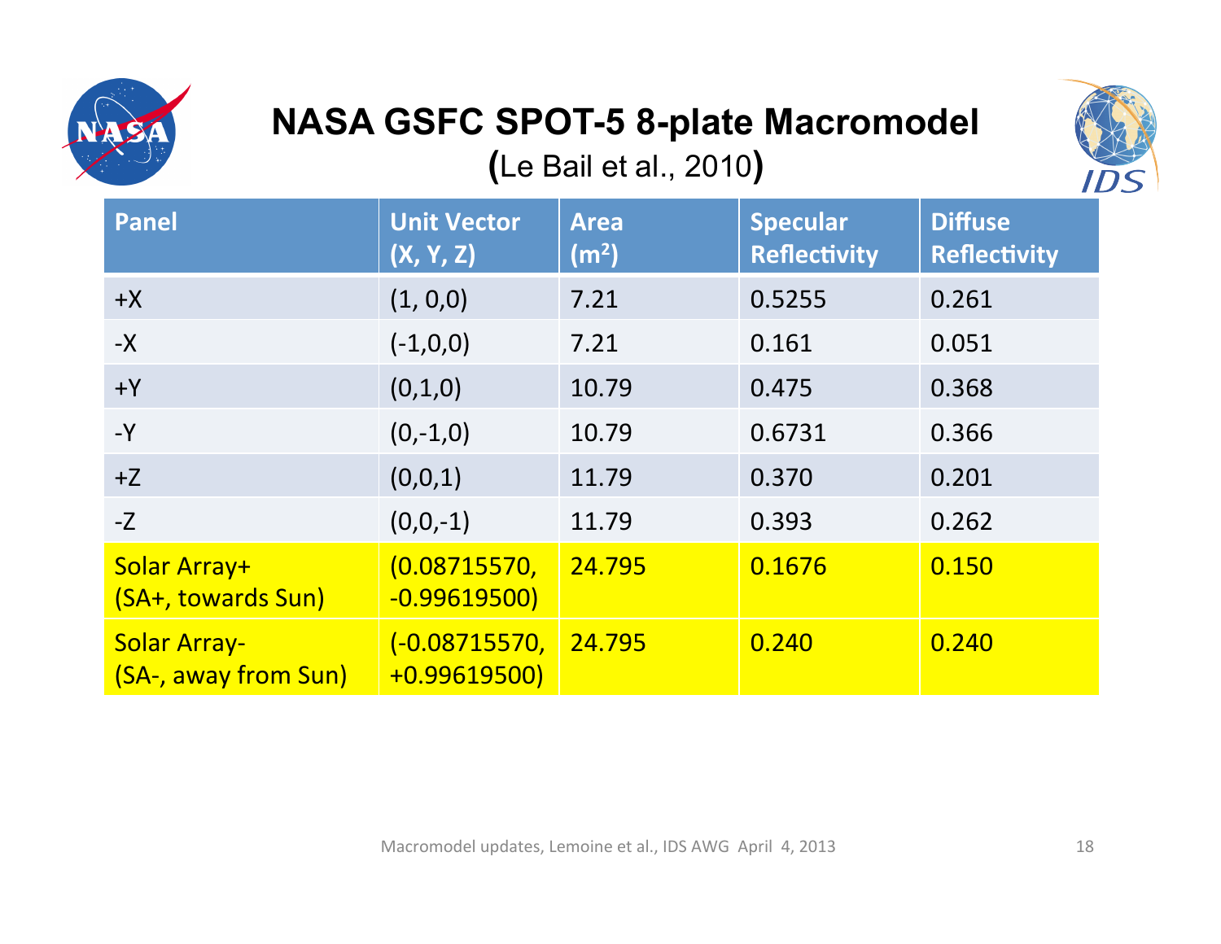# NASA GSFC SPOT-5 8-plate Macromodel

**(**Le Bail et al., 2010**)**

| Panel | Unit Vector (X, Y, Z) | Area ($m^2$) | Specular Reflectivity | Diffuse Reflectivity |
|---|---|---|---|---|
| +X | (1, 0,0) | 7.21 | 0.5255 | 0.261 |
| -X | (-1,0,0) | 7.21 | 0.161 | 0.051 |
| +Y | (0,1,0) | 10.79 | 0.475 | 0.368 |
| -Y | (0,-1,0) | 10.79 | 0.6731 | 0.366 |
| +Z | (0,0,1) | 11.79 | 0.370 | 0.201 |
| -Z | (0,0,-1) | 11.79 | 0.393 | 0.262 |
| Solar Array+ (SA+, towards Sun) | (0.08715570, -0.99619500) | 24.795 | 0.1676 | 0.150 |
| Solar Array- (SA-, away from Sun) | (-0.08715570, +0.99619500) | 24.795 | 0.240 | 0.240 |

Macromodel updates, Lemoine et al., IDS AWG April 4, 2013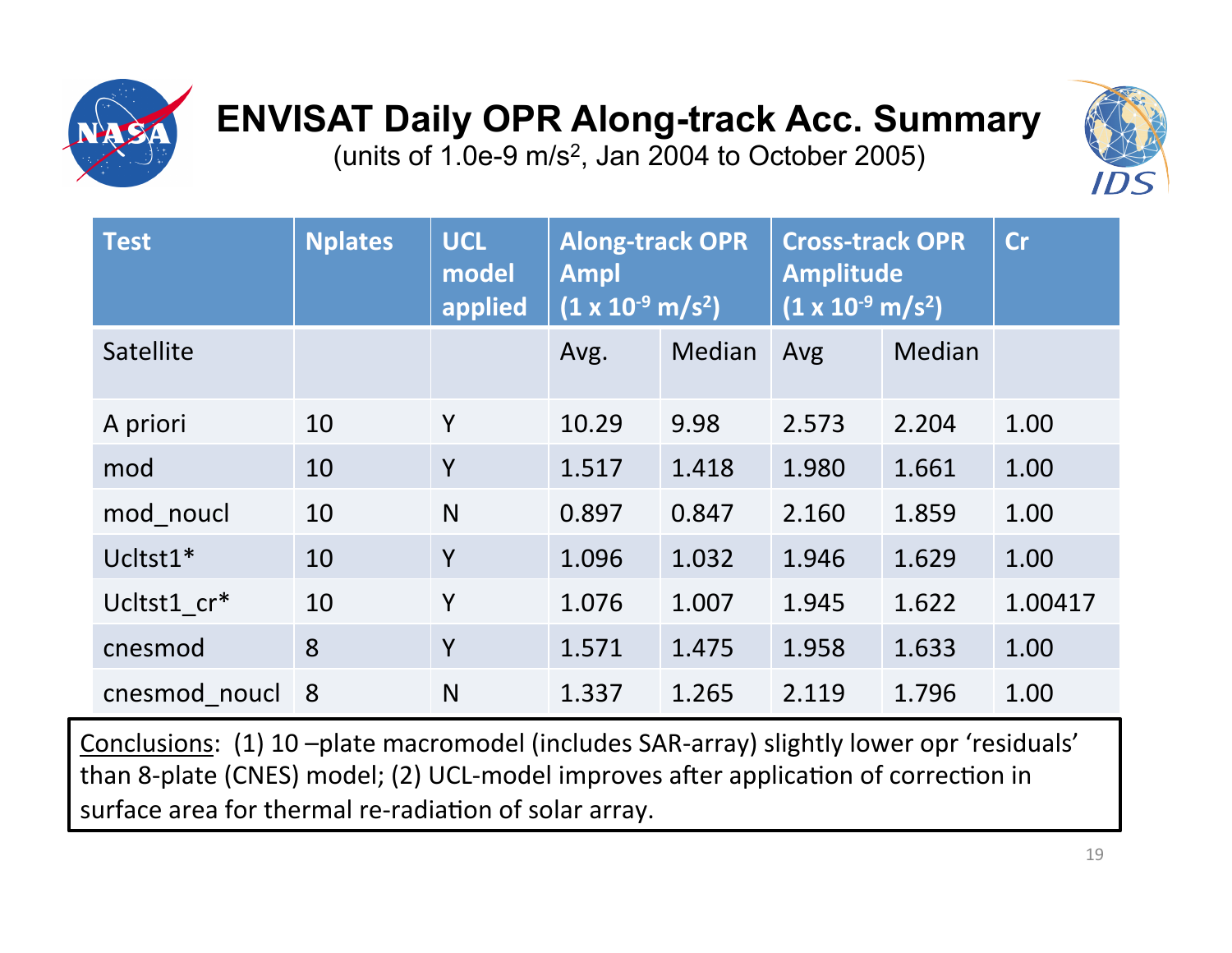# ENVISAT Daily OPR Along-track Acc. Summary

(units of 1.0e-9 m/s$^2$, Jan 2004 to October 2005)

| Test | Nplates | UCL model applied | Along-track OPR Ampl (1 x $10^{-9}$ m/s$^2$) | | Cross-track OPR Amplitude (1 x $10^{-9}$ m/s$^2$) | | Cr |
|---|---|---|---|---|---|---|---|
| Satellite | | | Avg. | Median | Avg | Median | |
| A priori | 10 | Y | 10.29 | 9.98 | 2.573 | 2.204 | 1.00 |
| mod | 10 | Y | 1.517 | 1.418 | 1.980 | 1.661 | 1.00 |
| mod_noucl | 10 | N | 0.897 | 0.847 | 2.160 | 1.859 | 1.00 |
| Ucltst1* | 10 | Y | 1.096 | 1.032 | 1.946 | 1.629 | 1.00 |
| Ucltst1_cr* | 10 | Y | 1.076 | 1.007 | 1.945 | 1.622 | 1.00417 |
| cnesmod | 8 | Y | 1.571 | 1.475 | 1.958 | 1.633 | 1.00 |
| cnesmod_noucl | 8 | N | 1.337 | 1.265 | 2.119 | 1.796 | 1.00 |

Conclusions: (1) 10 –plate macromodel (includes SAR-array) slightly lower opr 'residuals' than 8-plate (CNES) model; (2) UCL-model improves after application of correction in surface area for thermal re-radiation of solar array.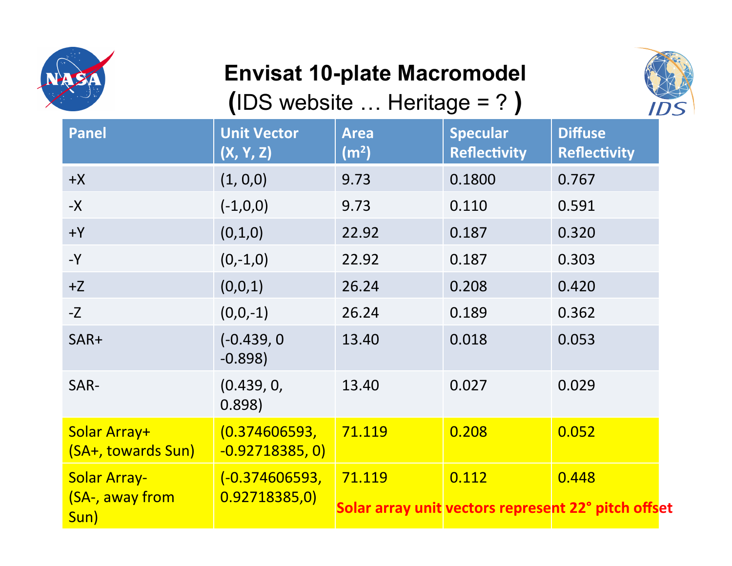# Envisat 10-plate Macromodel

## (IDS website … Heritage = ? )

| Panel | Unit Vector (X, Y, Z) | Area ($m^2$) | Specular Reflectivity | Diffuse Reflectivity |
|---|---|---|---|---|
| +X | (1, 0,0) | 9.73 | 0.1800 | 0.767 |
| -X | (-1,0,0) | 9.73 | 0.110 | 0.591 |
| +Y | (0,1,0) | 22.92 | 0.187 | 0.320 |
| -Y | (0,-1,0) | 22.92 | 0.187 | 0.303 |
| +Z | (0,0,1) | 26.24 | 0.208 | 0.420 |
| -Z | (0,0,-1) | 26.24 | 0.189 | 0.362 |
| SAR+ | (-0.439, 0 -0.898) | 13.40 | 0.018 | 0.053 |
| SAR- | (0.439, 0, 0.898) | 13.40 | 0.027 | 0.029 |
| Solar Array+ (SA+, towards Sun) | (0.374606593, -0.92718385, 0) | 71.119 | 0.208 | 0.052 |
| Solar Array- (SA-, away from Sun) | (-0.374606593, 0.92718385,0) | 71.119 | 0.112 | 0.448 |

Solar array unit vectors represent 22° pitch offset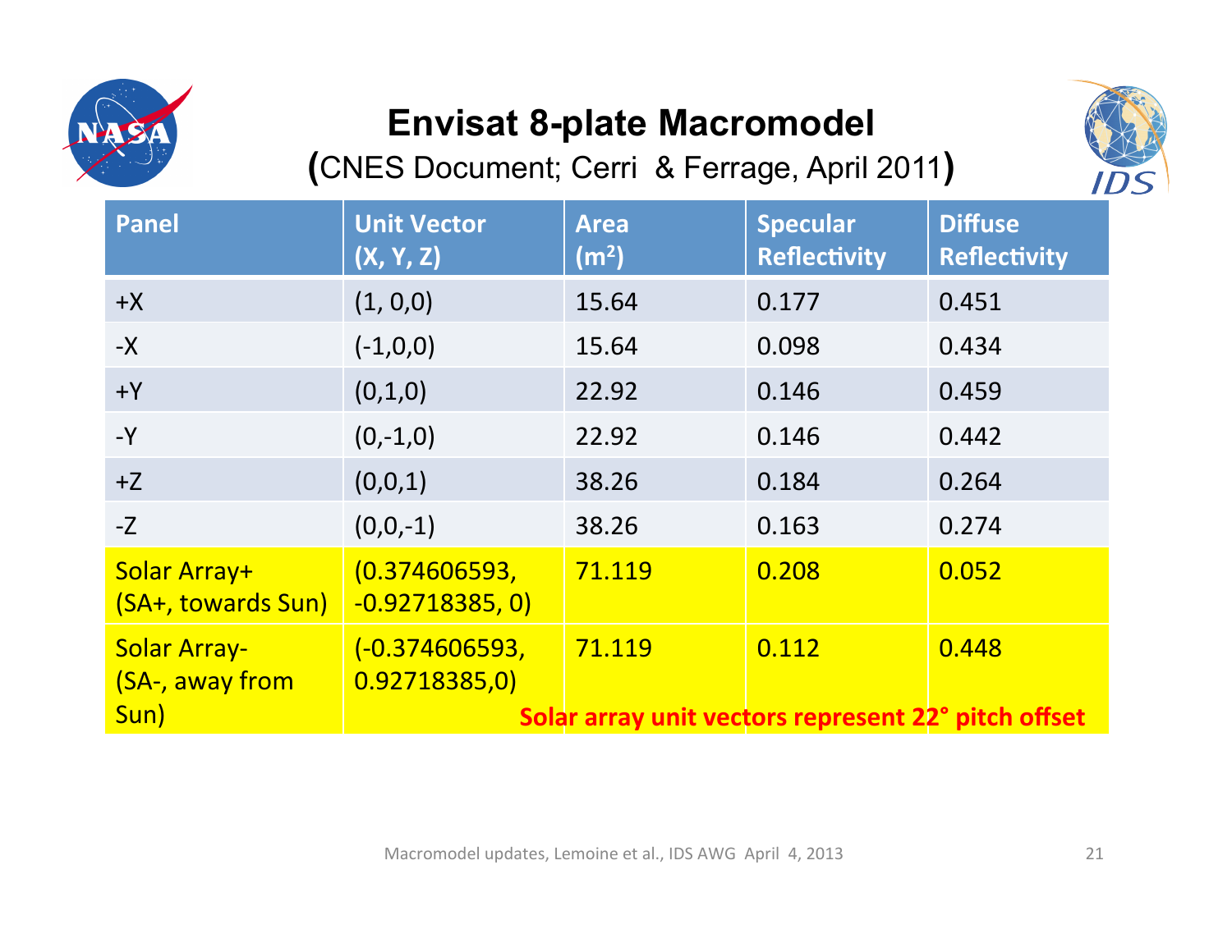# Envisat 8-plate Macromodel

**(**CNES Document; Cerri & Ferrage, April 2011**)**

| Panel | Unit Vector (X, Y, Z) | Area ($m^2$) | Specular Reflectivity | Diffuse Reflectivity |
|---|---|---|---|---|
| +X | (1, 0,0) | 15.64 | 0.177 | 0.451 |
| -X | (-1,0,0) | 15.64 | 0.098 | 0.434 |
| +Y | (0,1,0) | 22.92 | 0.146 | 0.459 |
| -Y | (0,-1,0) | 22.92 | 0.146 | 0.442 |
| +Z | (0,0,1) | 38.26 | 0.184 | 0.264 |
| -Z | (0,0,-1) | 38.26 | 0.163 | 0.274 |
| Solar Array+ (SA+, towards Sun) | (0.374606593, -0.92718385, 0) | 71.119 | 0.208 | 0.052 |
| Solar Array- (SA-, away from Sun) | (-0.374606593, 0.92718385,0) | 71.119 | 0.112 | 0.448 |

**Solar array unit vectors represent 22° pitch offset**

Macromodel updates, Lemoine et al., IDS AWG April 4, 2013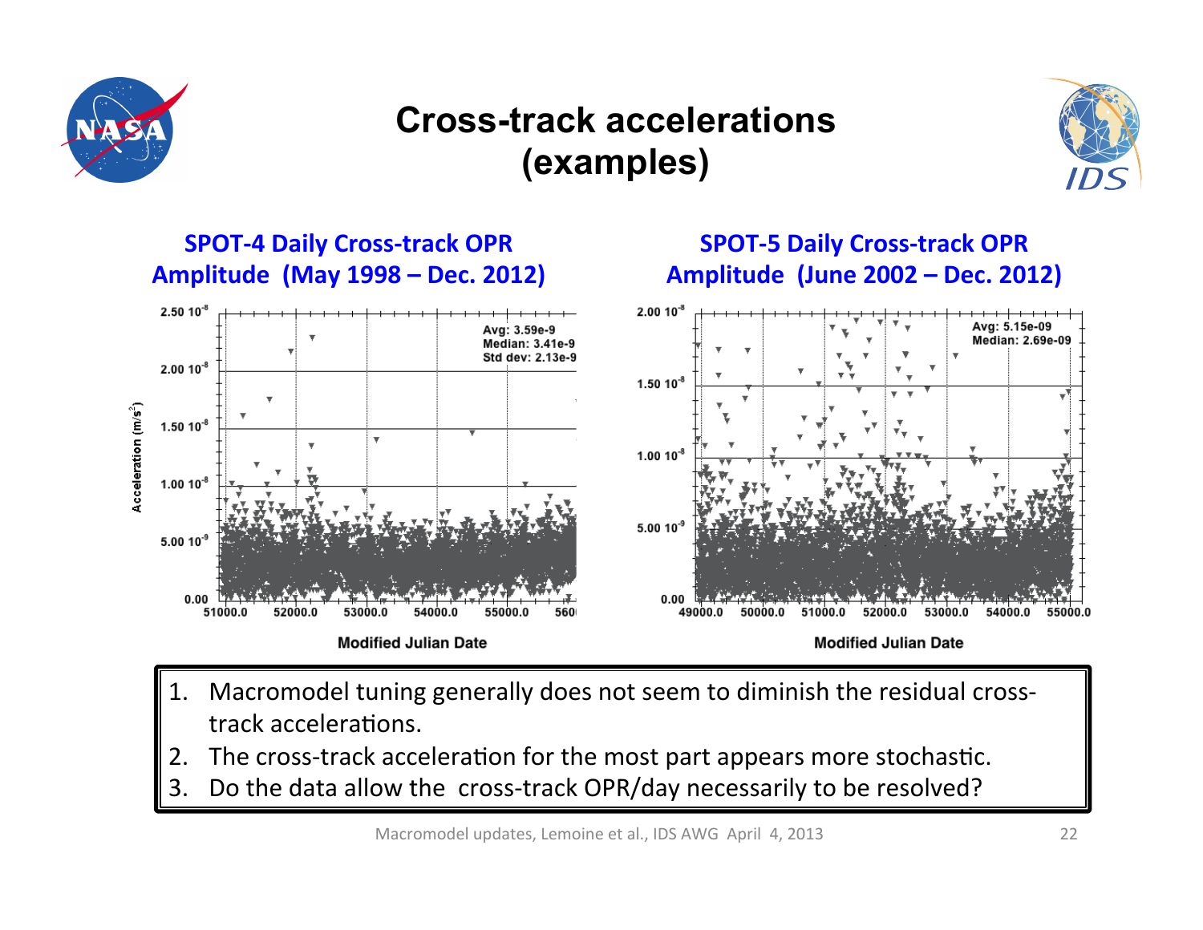# Cross-track accelerations (examples)

**SPOT-4 Daily Cross-track OPR Amplitude (May 1998 – Dec. 2012)**

Avg: 3.59e-9
Median: 3.41e-9
Std dev: 2.13e-9

**SPOT-5 Daily Cross-track OPR Amplitude (June 2002 – Dec. 2012)**

Avg: 5.15e-09
Median: 2.69e-09

1. Macromodel tuning generally does not seem to diminish the residual cross-track accelerations.
2. The cross-track acceleration for the most part appears more stochastic.
3. Do the data allow the cross-track OPR/day necessarily to be resolved?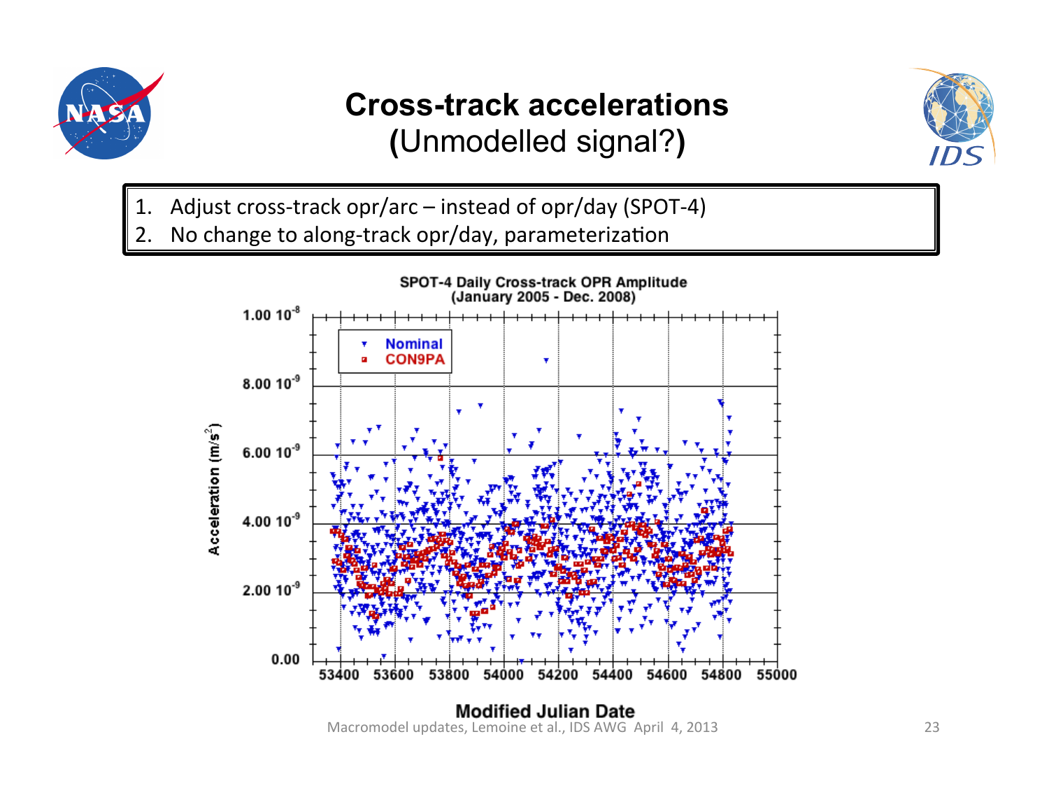# Cross-track accelerations
## (Unmodelled signal?)

1. Adjust cross-track opr/arc – instead of opr/day (SPOT-4)
2. No change to along-track opr/day, parameterization

**SPOT-4 Daily Cross-track OPR Amplitude (January 2005 - Dec. 2008)**

Legend: Nominal; CON9PA

Y-axis: Acceleration ($m/s^2$), 0.00 to $1.00 \times 10^{-8}$

X-axis: Modified Julian Date, 53400 to 55000

Macromodel updates, Lemoine et al., IDS AWG April 4, 2013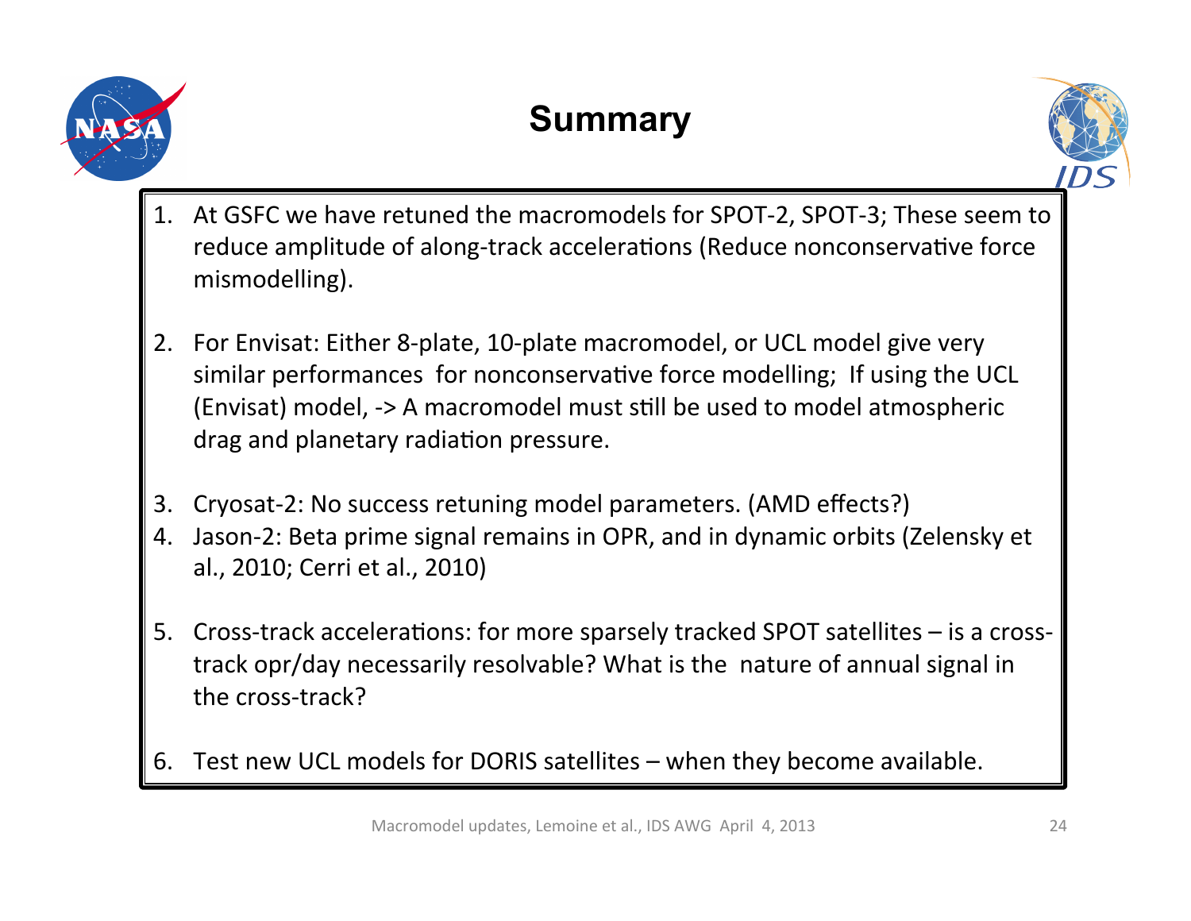# Summary

1. At GSFC we have retuned the macromodels for SPOT-2, SPOT-3; These seem to reduce amplitude of along-track accelerations (Reduce nonconservative force mismodelling).

2. For Envisat: Either 8-plate, 10-plate macromodel, or UCL model give very similar performances for nonconservative force modelling; If using the UCL (Envisat) model, -> A macromodel must still be used to model atmospheric drag and planetary radiation pressure.

3. Cryosat-2: No success retuning model parameters. (AMD effects?)
4. Jason-2: Beta prime signal remains in OPR, and in dynamic orbits (Zelensky et al., 2010; Cerri et al., 2010)

5. Cross-track accelerations: for more sparsely tracked SPOT satellites – is a cross-track opr/day necessarily resolvable? What is the nature of annual signal in the cross-track?

6. Test new UCL models for DORIS satellites – when they become available.